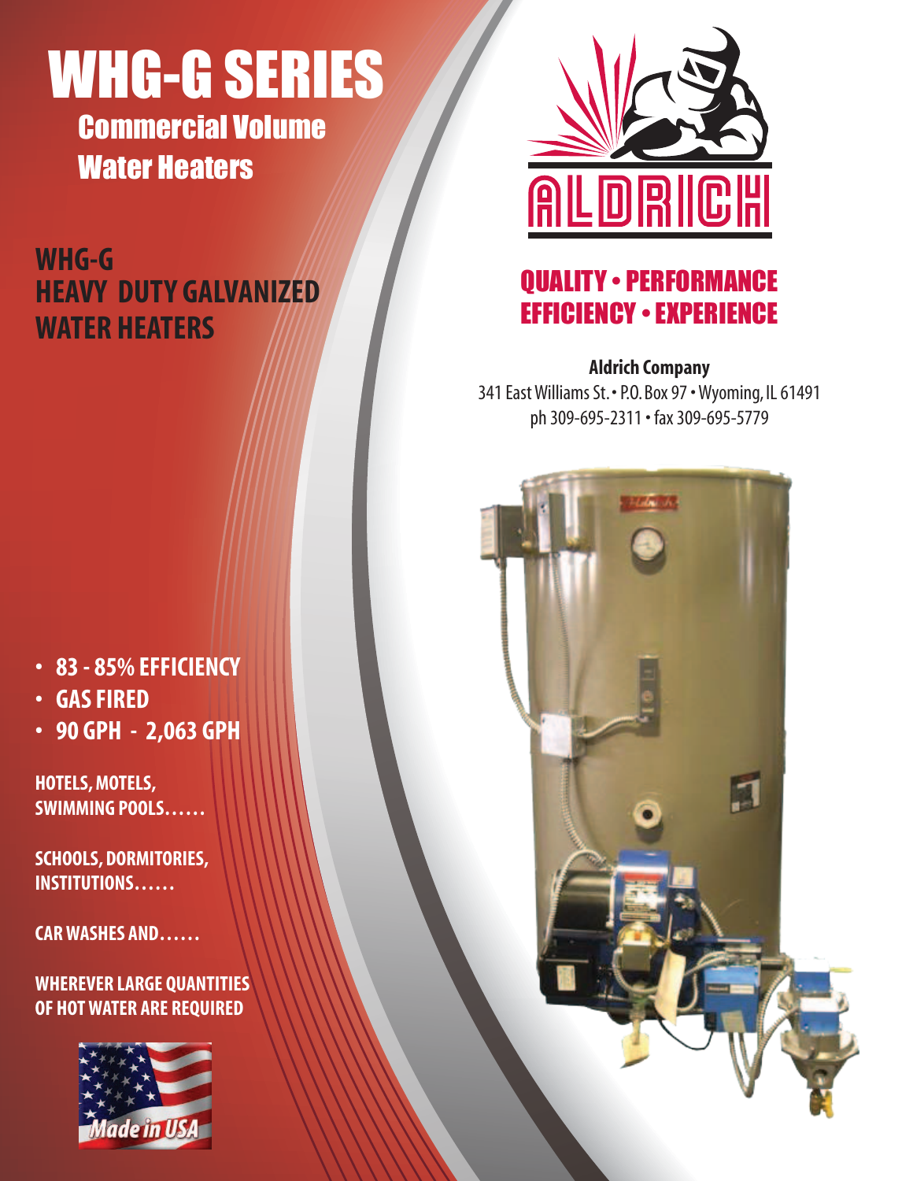# WHG-G SERIES

## Commercial Volume Water Heaters

## WHG-G HEAVY DUTY GALVANIZED WATER HEATERS

- **83 - 85% EFFICIENCY**
- **GAS FIRED**
- **90 GPH - 2,063 GPH**

**HOTELS, MOTELS, SWIMMING POOLS……**

**SCHOOLS, DORMITORIES, INSTITUTIONS……**

**CAR WASHES AND……**

**WHEREVER LARGE QUANTITIES OF HOT WATER ARE REQUIRED**

Made in USA

ALDRICH

## QUALITY • PERFORMANCE EFFICIENCY • EXPERIENCE

**Aldrich Company**
341 East Williams St. • P.O. Box 97 • Wyoming, IL 61491
ph 309-695-2311 • fax 309-695-5779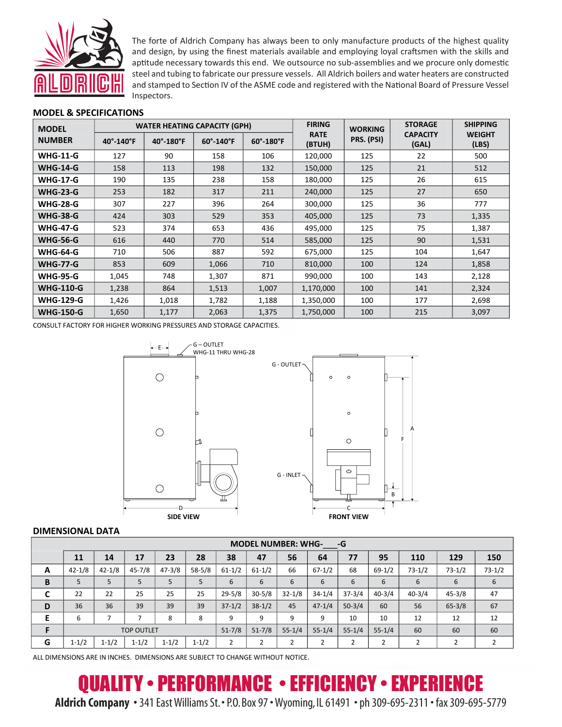The forte of Aldrich Company has always been to only manufacture products of the highest quality and design, by using the finest materials available and employing loyal craftsmen with the skills and aptitude necessary towards this end. We outsource no sub-assemblies and we procure only domestic steel and tubing to fabricate our pressure vessels. All Aldrich boilers and water heaters are constructed and stamped to Section IV of the ASME code and registered with the National Board of Pressure Vessel Inspectors.

## MODEL & SPECIFICATIONS

| MODEL NUMBER | WATER HEATING CAPACITY (GPH) | | | | FIRING RATE (BTUH) | WORKING PRS. (PSI) | STORAGE CAPACITY (GAL) | SHIPPING WEIGHT (LBS) |
|---|---|---|---|---|---|---|---|---|
| | 40°-140°F | 40°-180°F | 60°-140°F | 60°-180°F | | | | |
| **WHG-11-G** | 127 | 90 | 158 | 106 | 120,000 | 125 | 22 | 500 |
| **WHG-14-G** | 158 | 113 | 198 | 132 | 150,000 | 125 | 21 | 512 |
| **WHG-17-G** | 190 | 135 | 238 | 158 | 180,000 | 125 | 26 | 615 |
| **WHG-23-G** | 253 | 182 | 317 | 211 | 240,000 | 125 | 27 | 650 |
| **WHG-28-G** | 307 | 227 | 396 | 264 | 300,000 | 125 | 36 | 777 |
| **WHG-38-G** | 424 | 303 | 529 | 353 | 405,000 | 125 | 73 | 1,335 |
| **WHG-47-G** | 523 | 374 | 653 | 436 | 495,000 | 125 | 75 | 1,387 |
| **WHG-56-G** | 616 | 440 | 770 | 514 | 585,000 | 125 | 90 | 1,531 |
| **WHG-64-G** | 710 | 506 | 887 | 592 | 675,000 | 125 | 104 | 1,647 |
| **WHG-77-G** | 853 | 609 | 1,066 | 710 | 810,000 | 100 | 124 | 1,858 |
| **WHG-95-G** | 1,045 | 748 | 1,307 | 871 | 990,000 | 100 | 143 | 2,128 |
| **WHG-110-G** | 1,238 | 864 | 1,513 | 1,007 | 1,170,000 | 100 | 141 | 2,324 |
| **WHG-129-G** | 1,426 | 1,018 | 1,782 | 1,188 | 1,350,000 | 100 | 177 | 2,698 |
| **WHG-150-G** | 1,650 | 1,177 | 2,063 | 1,375 | 1,750,000 | 100 | 215 | 3,097 |

CONSULT FACTORY FOR HIGHER WORKING PRESSURES AND STORAGE CAPACITIES.

E
G – OUTLET
WHG-11 THRU WHG-28
D
SIDE VIEW

G - OUTLET
G - INLET
A
F
B
C
FRONT VIEW

## DIMENSIONAL DATA

| | MODEL NUMBER: WHG-___-G | | | | | | | | | | | | | |
|---|---|---|---|---|---|---|---|---|---|---|---|---|---|---|
| | **11** | **14** | **17** | **23** | **28** | **38** | **47** | **56** | **64** | **77** | **95** | **110** | **129** | **150** |
| **A** | 42-1/8 | 42-1/8 | 45-7/8 | 47-3/8 | 58-5/8 | 61-1/2 | 61-1/2 | 66 | 67-1/2 | 68 | 69-1/2 | 73-1/2 | 73-1/2 | 73-1/2 |
| **B** | 5 | 5 | 5 | 5 | 5 | 6 | 6 | 6 | 6 | 6 | 6 | 6 | 6 | 6 |
| **C** | 22 | 22 | 25 | 25 | 25 | 29-5/8 | 30-5/8 | 32-1/8 | 34-1/4 | 37-3/4 | 40-3/4 | 40-3/4 | 45-3/8 | 47 |
| **D** | 36 | 36 | 39 | 39 | 39 | 37-1/2 | 38-1/2 | 45 | 47-1/4 | 50-3/4 | 60 | 56 | 65-3/8 | 67 |
| **E** | 6 | 7 | 7 | 8 | 8 | 9 | 9 | 9 | 9 | 10 | 10 | 12 | 12 | 12 |
| **F** | TOP OUTLET | | | | | 51-7/8 | 51-7/8 | 55-1/4 | 55-1/4 | 55-1/4 | 55-1/4 | 60 | 60 | 60 |
| **G** | 1-1/2 | 1-1/2 | 1-1/2 | 1-1/2 | 1-1/2 | 2 | 2 | 2 | 2 | 2 | 2 | 2 | 2 | 2 |

ALL DIMENSIONS ARE IN INCHES. DIMENSIONS ARE SUBJECT TO CHANGE WITHOUT NOTICE.

# QUALITY • PERFORMANCE • EFFICIENCY • EXPERIENCE

**Aldrich Company** • 341 East Williams St. • P.O. Box 97 • Wyoming, IL 61491 • ph 309-695-2311 • fax 309-695-5779